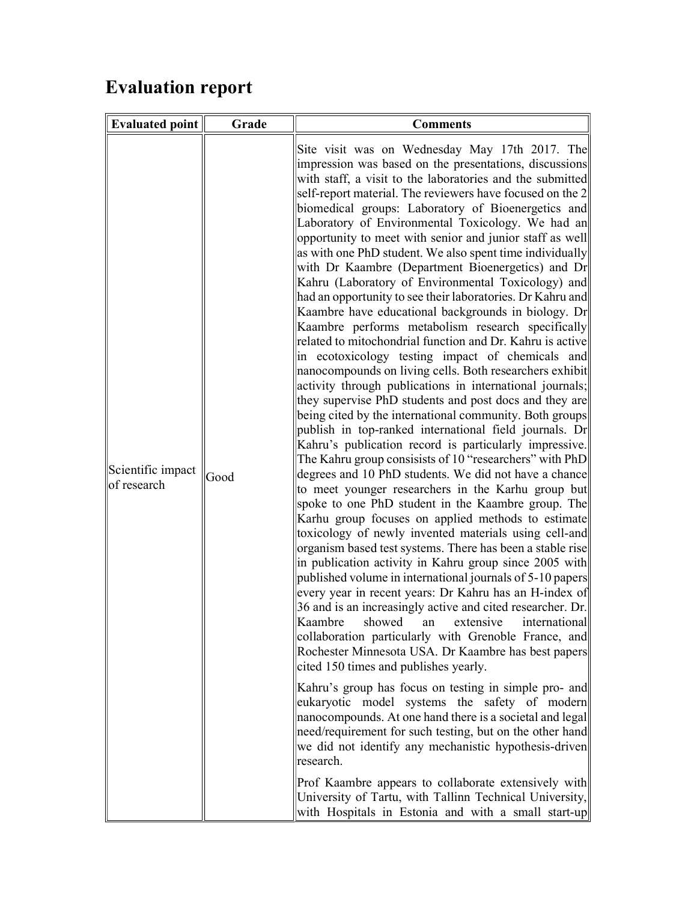# Evaluation report

| Evaluated point | Grade | Comments |
|---|---|---|
| Scientific impact of research | Good | Site visit was on Wednesday May 17th 2017. The impression was based on the presentations, discussions with staff, a visit to the laboratories and the submitted self-report material. The reviewers have focused on the 2 biomedical groups: Laboratory of Bioenergetics and Laboratory of Environmental Toxicology. We had an opportunity to meet with senior and junior staff as well as with one PhD student. We also spent time individually with Dr Kaambre (Department Bioenergetics) and Dr Kahru (Laboratory of Environmental Toxicology) and had an opportunity to see their laboratories. Dr Kahru and Kaambre have educational backgrounds in biology. Dr Kaambre performs metabolism research specifically related to mitochondrial function and Dr. Kahru is active in ecotoxicology testing impact of chemicals and nanocompounds on living cells. Both researchers exhibit activity through publications in international journals; they supervise PhD students and post docs and they are being cited by the international community. Both groups publish in top-ranked international field journals. Dr Kahru's publication record is particularly impressive. The Kahru group consisists of 10 "researchers" with PhD degrees and 10 PhD students. We did not have a chance to meet younger researchers in the Karhu group but spoke to one PhD student in the Kaambre group. The Karhu group focuses on applied methods to estimate toxicology of newly invented materials using cell-and organism based test systems. There has been a stable rise in publication activity in Kahru group since 2005 with published volume in international journals of 5-10 papers every year in recent years: Dr Kahru has an H-index of 36 and is an increasingly active and cited researcher. Dr. Kaambre showed an extensive international collaboration particularly with Grenoble France, and Rochester Minnesota USA. Dr Kaambre has best papers cited 150 times and publishes yearly.<br><br>Kahru's group has focus on testing in simple pro- and eukaryotic model systems the safety of modern nanocompounds. At one hand there is a societal and legal need/requirement for such testing, but on the other hand we did not identify any mechanistic hypothesis-driven research.<br><br>Prof Kaambre appears to collaborate extensively with University of Tartu, with Tallinn Technical University, with Hospitals in Estonia and with a small start-up |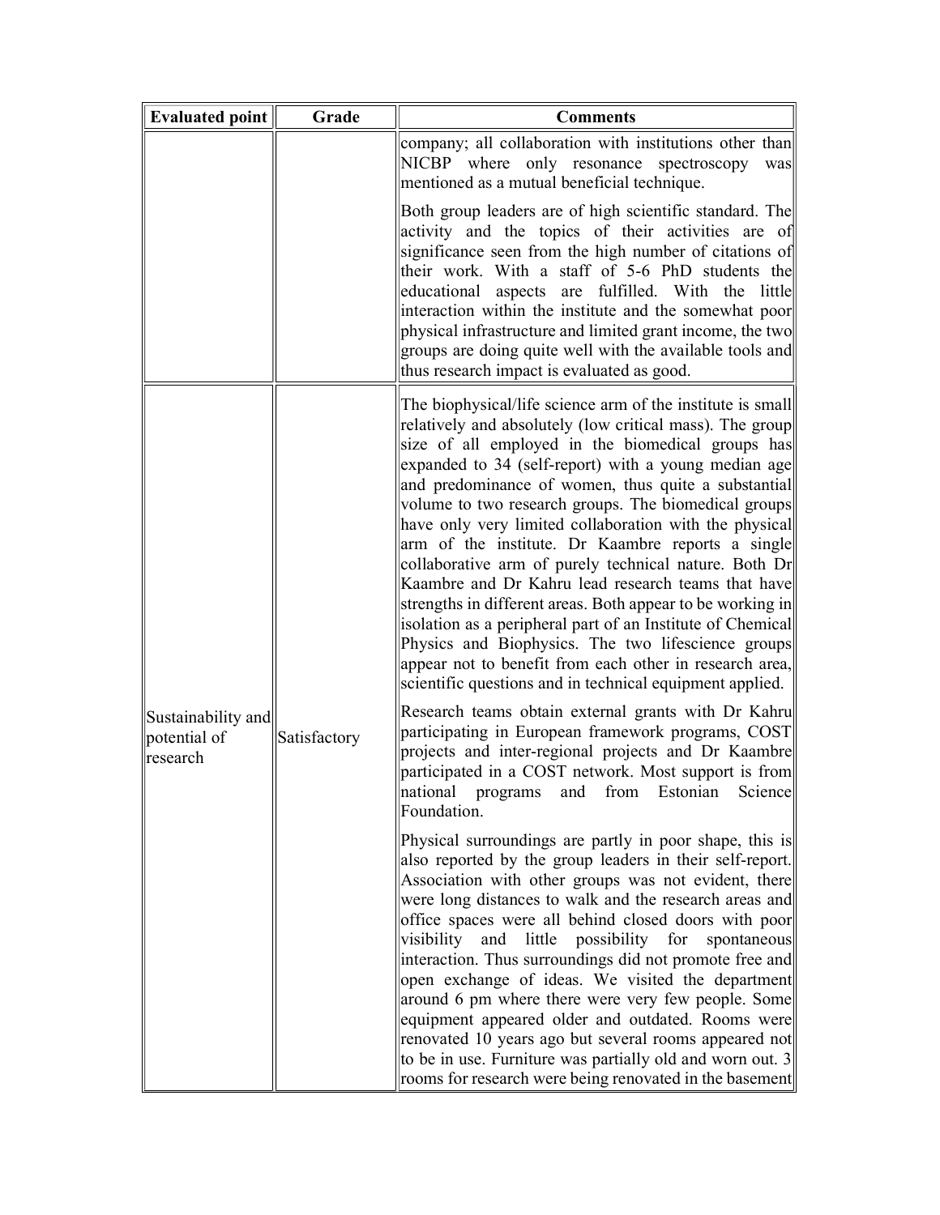| Evaluated point | Grade | Comments |
|---|---|---|
| | | company; all collaboration with institutions other than NICBP where only resonance spectroscopy was mentioned as a mutual beneficial technique.<br><br>Both group leaders are of high scientific standard. The activity and the topics of their activities are of significance seen from the high number of citations of their work. With a staff of 5-6 PhD students the educational aspects are fulfilled. With the little interaction within the institute and the somewhat poor physical infrastructure and limited grant income, the two groups are doing quite well with the available tools and thus research impact is evaluated as good. |
| Sustainability and potential of research | Satisfactory | The biophysical/life science arm of the institute is small relatively and absolutely (low critical mass). The group size of all employed in the biomedical groups has expanded to 34 (self-report) with a young median age and predominance of women, thus quite a substantial volume to two research groups. The biomedical groups have only very limited collaboration with the physical arm of the institute. Dr Kaambre reports a single collaborative arm of purely technical nature. Both Dr Kaambre and Dr Kahru lead research teams that have strengths in different areas. Both appear to be working in isolation as a peripheral part of an Institute of Chemical Physics and Biophysics. The two lifescience groups appear not to benefit from each other in research area, scientific questions and in technical equipment applied.<br><br>Research teams obtain external grants with Dr Kahru participating in European framework programs, COST projects and inter-regional projects and Dr Kaambre participated in a COST network. Most support is from national programs and from Estonian Science Foundation.<br><br>Physical surroundings are partly in poor shape, this is also reported by the group leaders in their self-report. Association with other groups was not evident, there were long distances to walk and the research areas and office spaces were all behind closed doors with poor visibility and little possibility for spontaneous interaction. Thus surroundings did not promote free and open exchange of ideas. We visited the department around 6 pm where there were very few people. Some equipment appeared older and outdated. Rooms were renovated 10 years ago but several rooms appeared not to be in use. Furniture was partially old and worn out. 3 rooms for research were being renovated in the basement |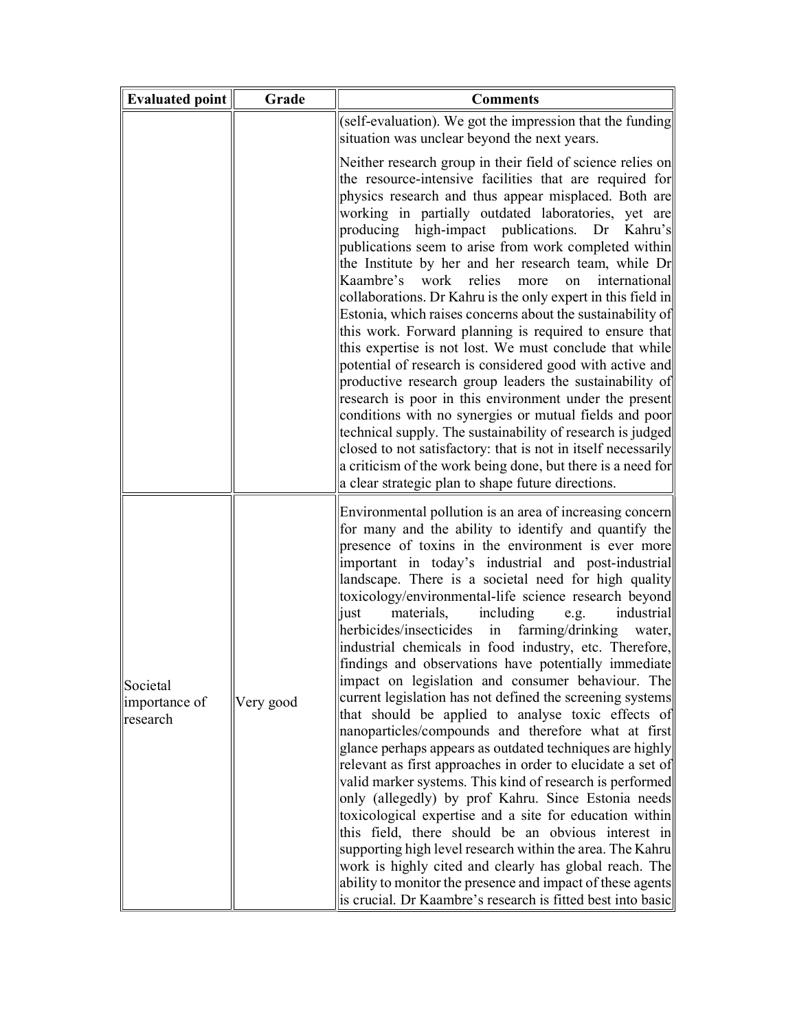| Evaluated point | Grade | Comments |
|---|---|---|
| | | (self-evaluation). We got the impression that the funding situation was unclear beyond the next years.<br><br>Neither research group in their field of science relies on the resource-intensive facilities that are required for physics research and thus appear misplaced. Both are working in partially outdated laboratories, yet are producing high-impact publications. Dr Kahru's publications seem to arise from work completed within the Institute by her and her research team, while Dr Kaambre's work relies more on international collaborations. Dr Kahru is the only expert in this field in Estonia, which raises concerns about the sustainability of this work. Forward planning is required to ensure that this expertise is not lost. We must conclude that while potential of research is considered good with active and productive research group leaders the sustainability of research is poor in this environment under the present conditions with no synergies or mutual fields and poor technical supply. The sustainability of research is judged closed to not satisfactory: that is not in itself necessarily a criticism of the work being done, but there is a need for a clear strategic plan to shape future directions. |
| Societal importance of research | Very good | Environmental pollution is an area of increasing concern for many and the ability to identify and quantify the presence of toxins in the environment is ever more important in today's industrial and post-industrial landscape. There is a societal need for high quality toxicology/environmental-life science research beyond just materials, including e.g. industrial herbicides/insecticides in farming/drinking water, industrial chemicals in food industry, etc. Therefore, findings and observations have potentially immediate impact on legislation and consumer behaviour. The current legislation has not defined the screening systems that should be applied to analyse toxic effects of nanoparticles/compounds and therefore what at first glance perhaps appears as outdated techniques are highly relevant as first approaches in order to elucidate a set of valid marker systems. This kind of research is performed only (allegedly) by prof Kahru. Since Estonia needs toxicological expertise and a site for education within this field, there should be an obvious interest in supporting high level research within the area. The Kahru work is highly cited and clearly has global reach. The ability to monitor the presence and impact of these agents is crucial. Dr Kaambre's research is fitted best into basic |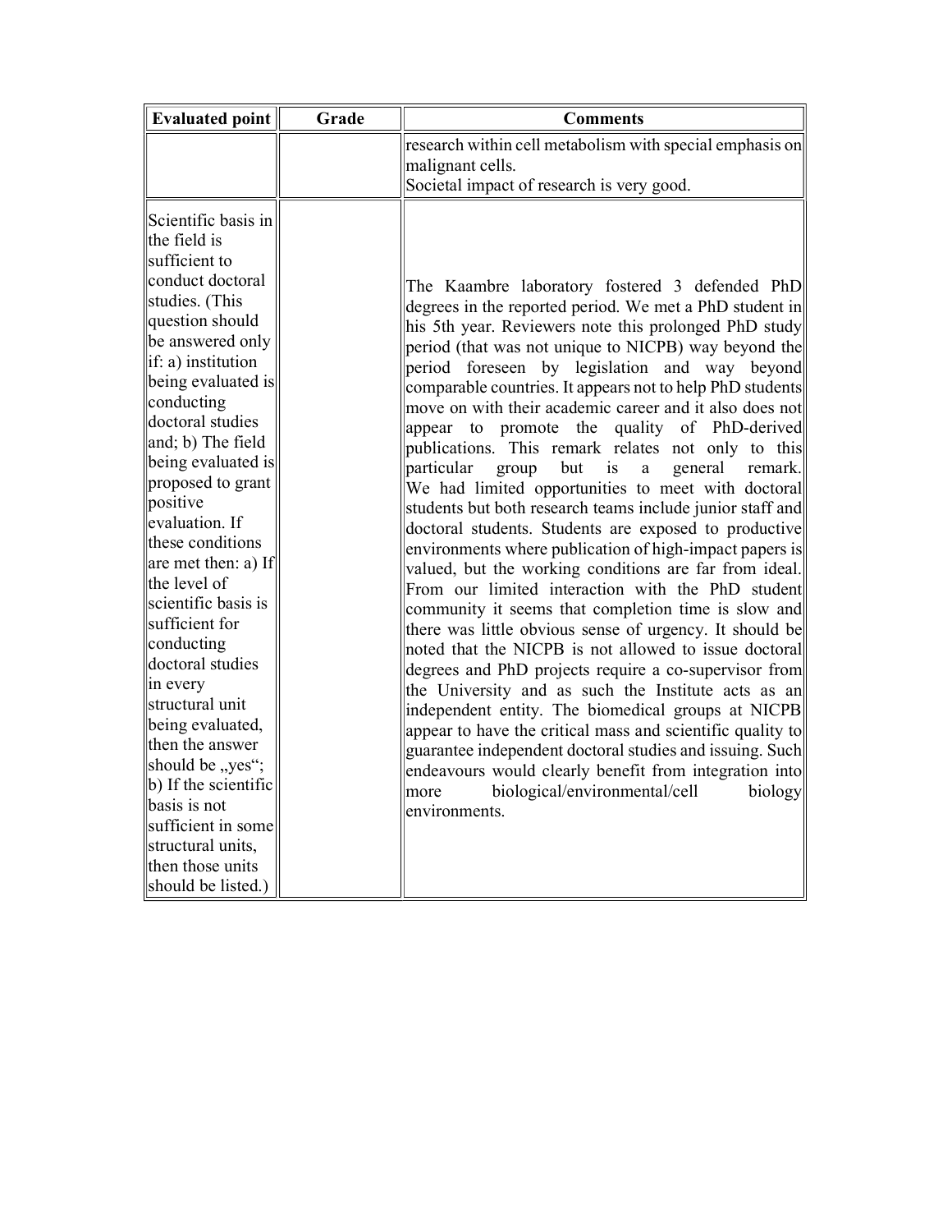| Evaluated point | Grade | Comments |
|---|---|---|
| | | research within cell metabolism with special emphasis on malignant cells.<br>Societal impact of research is very good. |
| Scientific basis in the field is sufficient to conduct doctoral studies. (This question should be answered only if: a) institution being evaluated is conducting doctoral studies and; b) The field being evaluated is proposed to grant positive evaluation. If these conditions are met then: a) If the level of scientific basis is sufficient for conducting doctoral studies in every structural unit being evaluated, then the answer should be „yes“; b) If the scientific basis is not sufficient in some structural units, then those units should be listed.) | | The Kaambre laboratory fostered 3 defended PhD degrees in the reported period. We met a PhD student in his 5th year. Reviewers note this prolonged PhD study period (that was not unique to NICPB) way beyond the period foreseen by legislation and way beyond comparable countries. It appears not to help PhD students move on with their academic career and it also does not appear to promote the quality of PhD-derived publications. This remark relates not only to this particular group but is a general remark. We had limited opportunities to meet with doctoral students but both research teams include junior staff and doctoral students. Students are exposed to productive environments where publication of high-impact papers is valued, but the working conditions are far from ideal. From our limited interaction with the PhD student community it seems that completion time is slow and there was little obvious sense of urgency. It should be noted that the NICPB is not allowed to issue doctoral degrees and PhD projects require a co-supervisor from the University and as such the Institute acts as an independent entity. The biomedical groups at NICPB appear to have the critical mass and scientific quality to guarantee independent doctoral studies and issuing. Such endeavours would clearly benefit from integration into more biological/environmental/cell biology environments. |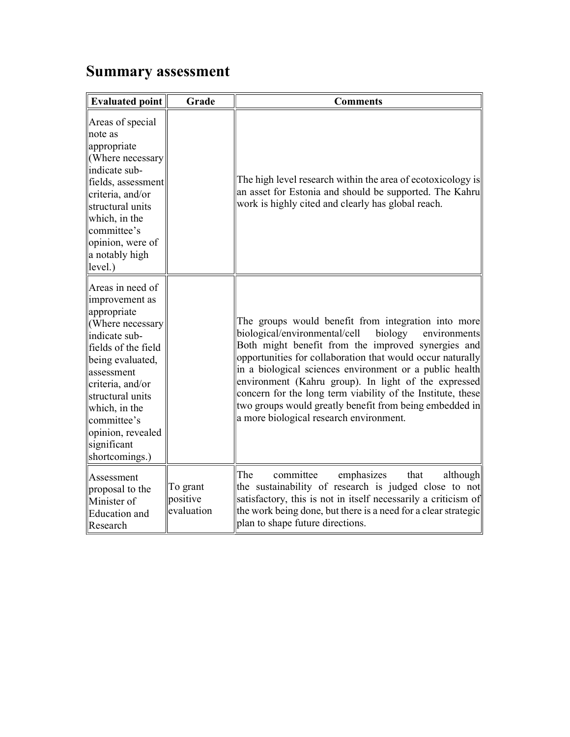# Summary assessment

| Evaluated point | Grade | Comments |
|---|---|---|
| Areas of special note as appropriate (Where necessary indicate sub-fields, assessment criteria, and/or structural units which, in the committee's opinion, were of a notably high level.) | | The high level research within the area of ecotoxicology is an asset for Estonia and should be supported. The Kahru work is highly cited and clearly has global reach. |
| Areas in need of improvement as appropriate (Where necessary indicate sub-fields of the field being evaluated, assessment criteria, and/or structural units which, in the committee's opinion, revealed significant shortcomings.) | | The groups would benefit from integration into more biological/environmental/cell biology environments Both might benefit from the improved synergies and opportunities for collaboration that would occur naturally in a biological sciences environment or a public health environment (Kahru group). In light of the expressed concern for the long term viability of the Institute, these two groups would greatly benefit from being embedded in a more biological research environment. |
| Assessment proposal to the Minister of Education and Research | To grant positive evaluation | The committee emphasizes that although the sustainability of research is judged close to not satisfactory, this is not in itself necessarily a criticism of the work being done, but there is a need for a clear strategic plan to shape future directions. |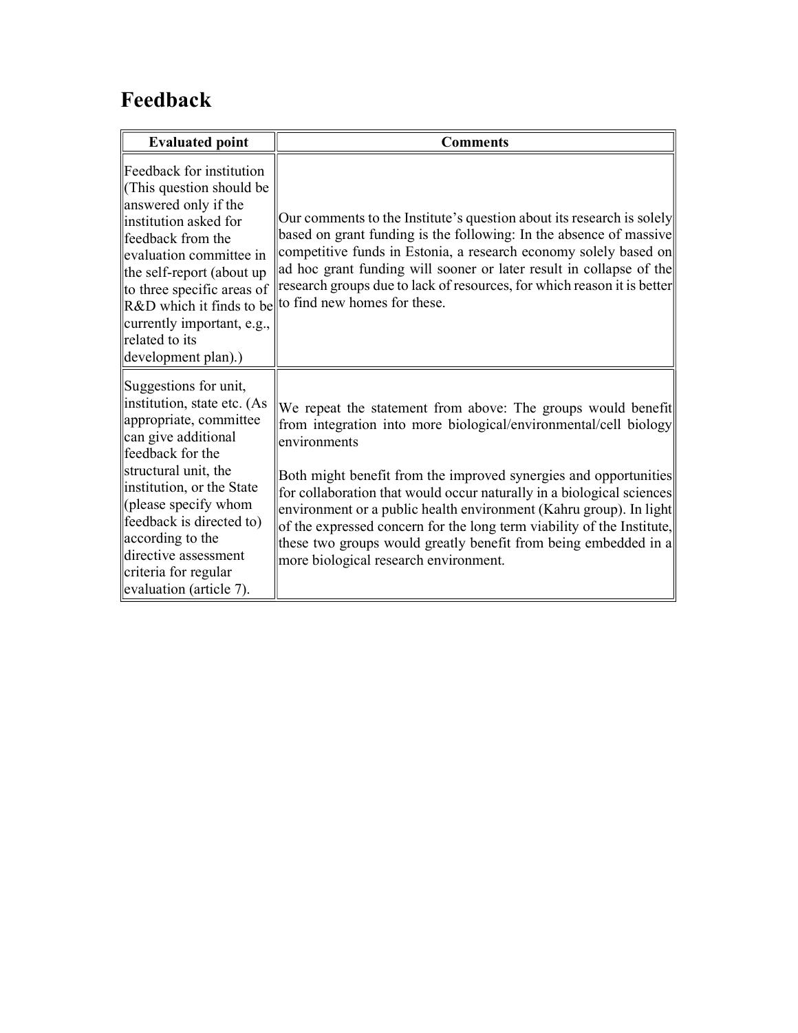# Feedback

| Evaluated point | Comments |
|---|---|
| Feedback for institution (This question should be answered only if the institution asked for feedback from the evaluation committee in the self-report (about up to three specific areas of R&D which it finds to be currently important, e.g., related to its development plan).) | Our comments to the Institute's question about its research is solely based on grant funding is the following: In the absence of massive competitive funds in Estonia, a research economy solely based on ad hoc grant funding will sooner or later result in collapse of the research groups due to lack of resources, for which reason it is better to find new homes for these. |
| Suggestions for unit, institution, state etc. (As appropriate, committee can give additional feedback for the structural unit, the institution, or the State (please specify whom feedback is directed to) according to the directive assessment criteria for regular evaluation (article 7). | We repeat the statement from above: The groups would benefit from integration into more biological/environmental/cell biology environments<br><br>Both might benefit from the improved synergies and opportunities for collaboration that would occur naturally in a biological sciences environment or a public health environment (Kahru group). In light of the expressed concern for the long term viability of the Institute, these two groups would greatly benefit from being embedded in a more biological research environment. |